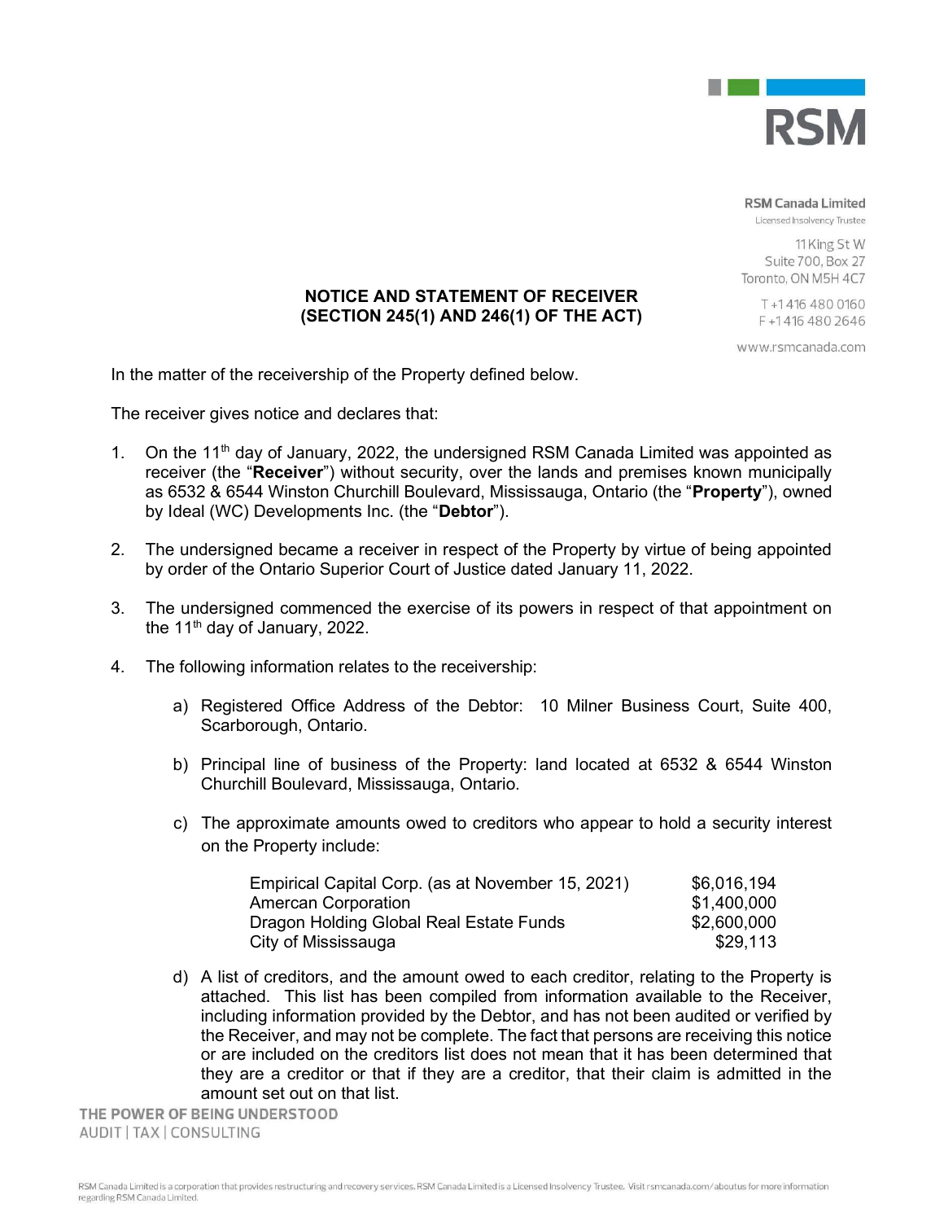RSM

**RSM Canada Limited**
Licensed Insolvency Trustee

11 King St W
Suite 700, Box 27
Toronto, ON M5H 4C7

T +1 416 480 0160
F +1 416 480 2646

www.rsmcanada.com

## NOTICE AND STATEMENT OF RECEIVER (SECTION 245(1) AND 246(1) OF THE ACT)

In the matter of the receivership of the Property defined below.

The receiver gives notice and declares that:

1. On the 11th day of January, 2022, the undersigned RSM Canada Limited was appointed as receiver (the "**Receiver**") without security, over the lands and premises known municipally as 6532 & 6544 Winston Churchill Boulevard, Mississauga, Ontario (the "**Property**"), owned by Ideal (WC) Developments Inc. (the "**Debtor**").

2. The undersigned became a receiver in respect of the Property by virtue of being appointed by order of the Ontario Superior Court of Justice dated January 11, 2022.

3. The undersigned commenced the exercise of its powers in respect of that appointment on the 11th day of January, 2022.

4. The following information relates to the receivership:

   a) Registered Office Address of the Debtor: 10 Milner Business Court, Suite 400, Scarborough, Ontario.

   b) Principal line of business of the Property: land located at 6532 & 6544 Winston Churchill Boulevard, Mississauga, Ontario.

   c) The approximate amounts owed to creditors who appear to hold a security interest on the Property include:

   | | |
   |---|---|
   | Empirical Capital Corp. (as at November 15, 2021) | $6,016,194 |
   | Amercan Corporation | $1,400,000 |
   | Dragon Holding Global Real Estate Funds | $2,600,000 |
   | City of Mississauga | $29,113 |

   d) A list of creditors, and the amount owed to each creditor, relating to the Property is attached. This list has been compiled from information available to the Receiver, including information provided by the Debtor, and has not been audited or verified by the Receiver, and may not be complete. The fact that persons are receiving this notice or are included on the creditors list does not mean that it has been determined that they are a creditor or that if they are a creditor, that their claim is admitted in the amount set out on that list.

THE POWER OF BEING UNDERSTOOD
AUDIT | TAX | CONSULTING

RSM Canada Limited is a corporation that provides restructuring and recovery services. RSM Canada Limited is a Licensed Insolvency Trustee. Visit rsmcanada.com/aboutus for more information regarding RSM Canada Limited.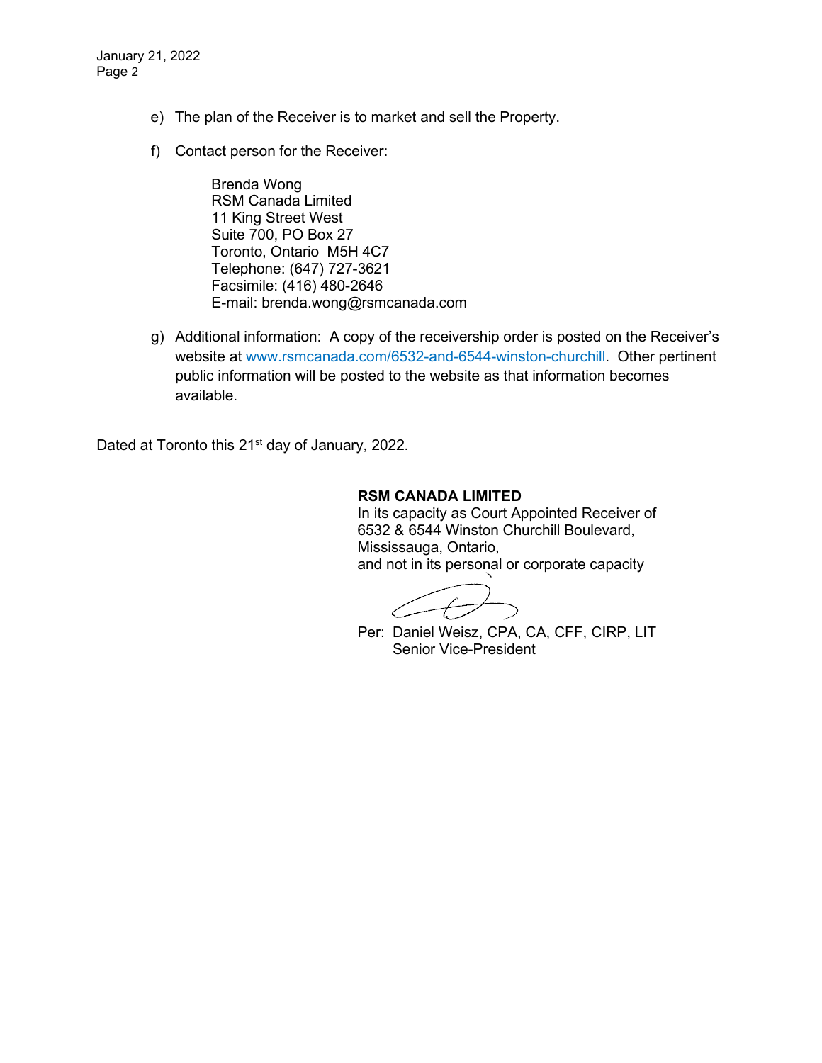e) The plan of the Receiver is to market and sell the Property.

f) Contact person for the Receiver:

   Brenda Wong
   RSM Canada Limited
   11 King Street West
   Suite 700, PO Box 27
   Toronto, Ontario  M5H 4C7
   Telephone: (647) 727-3621
   Facsimile: (416) 480-2646
   E-mail: brenda.wong@rsmcanada.com

g) Additional information:  A copy of the receivership order is posted on the Receiver's website at [www.rsmcanada.com/6532-and-6544-winston-churchill](http://www.rsmcanada.com/6532-and-6544-winston-churchill).  Other pertinent public information will be posted to the website as that information becomes available.

Dated at Toronto this 21st day of January, 2022.

**RSM CANADA LIMITED**
In its capacity as Court Appointed Receiver of 6532 & 6544 Winston Churchill Boulevard, Mississauga, Ontario,
and not in its personal or corporate capacity

Per: Daniel Weisz, CPA, CA, CFF, CIRP, LIT
Senior Vice-President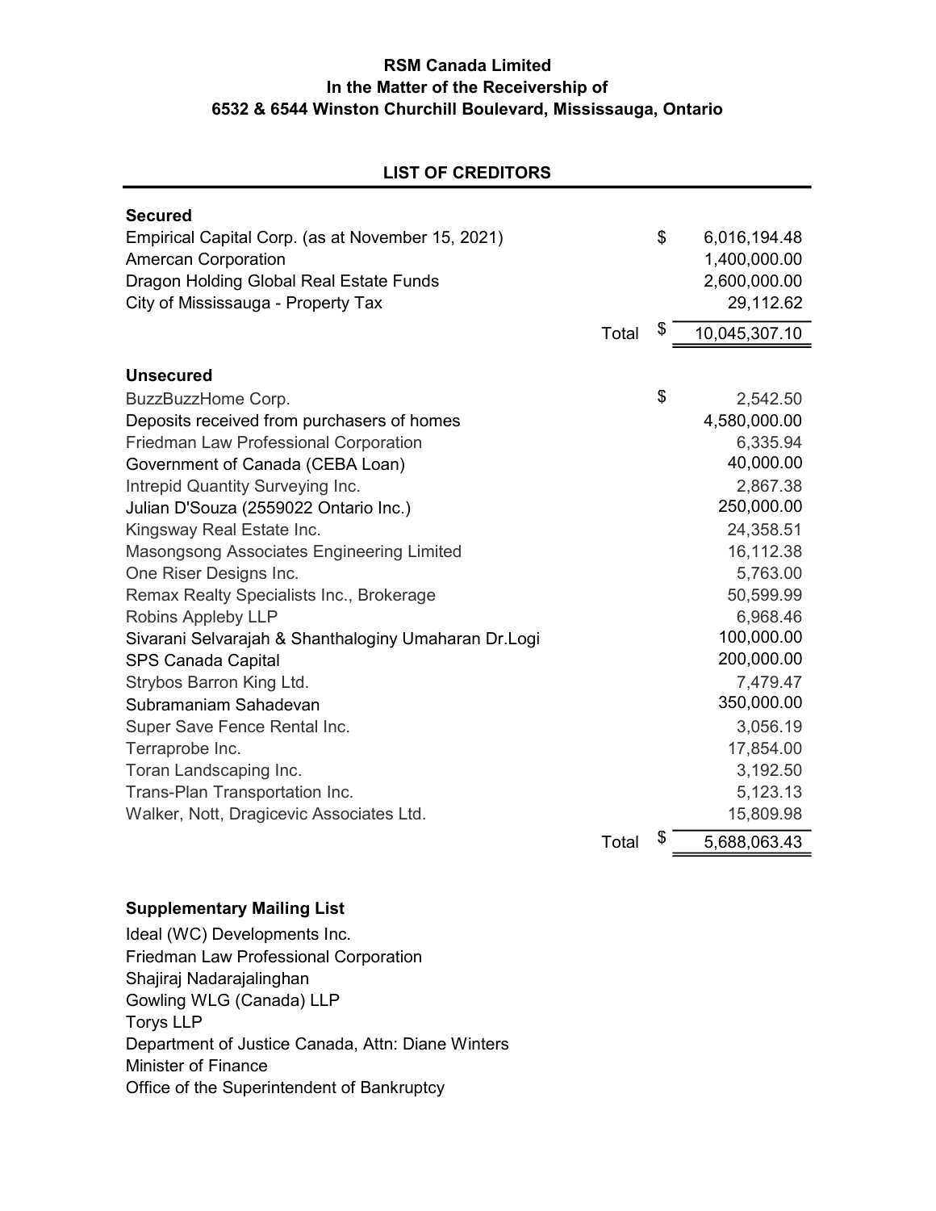**RSM Canada Limited**
**In the Matter of the Receivership of**
**6532 & 6544 Winston Churchill Boulevard, Mississauga, Ontario**

## LIST OF CREDITORS

| | | |
|---|---|---|
| **Secured** | | |
| Empirical Capital Corp. (as at November 15, 2021) | $ | 6,016,194.48 |
| Amercan Corporation | | 1,400,000.00 |
| Dragon Holding Global Real Estate Funds | | 2,600,000.00 |
| City of Mississauga - Property Tax | | 29,112.62 |
| Total | $ | 10,045,307.10 |
| **Unsecured** | | |
| BuzzBuzzHome Corp. | $ | 2,542.50 |
| Deposits received from purchasers of homes | | 4,580,000.00 |
| Friedman Law Professional Corporation | | 6,335.94 |
| Government of Canada (CEBA Loan) | | 40,000.00 |
| Intrepid Quantity Surveying Inc. | | 2,867.38 |
| Julian D'Souza (2559022 Ontario Inc.) | | 250,000.00 |
| Kingsway Real Estate Inc. | | 24,358.51 |
| Masongsong Associates Engineering Limited | | 16,112.38 |
| One Riser Designs Inc. | | 5,763.00 |
| Remax Realty Specialists Inc., Brokerage | | 50,599.99 |
| Robins Appleby LLP | | 6,968.46 |
| Sivarani Selvarajah & Shanthaloginy Umaharan Dr.Logi | | 100,000.00 |
| SPS Canada Capital | | 200,000.00 |
| Strybos Barron King Ltd. | | 7,479.47 |
| Subramaniam Sahadevan | | 350,000.00 |
| Super Save Fence Rental Inc. | | 3,056.19 |
| Terraprobe Inc. | | 17,854.00 |
| Toran Landscaping Inc. | | 3,192.50 |
| Trans-Plan Transportation Inc. | | 5,123.13 |
| Walker, Nott, Dragicevic Associates Ltd. | | 15,809.98 |
| Total | $ | 5,688,063.43 |

**Supplementary Mailing List**

Ideal (WC) Developments Inc.
Friedman Law Professional Corporation
Shajiraj Nadarajalinghan
Gowling WLG (Canada) LLP
Torys LLP
Department of Justice Canada, Attn: Diane Winters
Minister of Finance
Office of the Superintendent of Bankruptcy